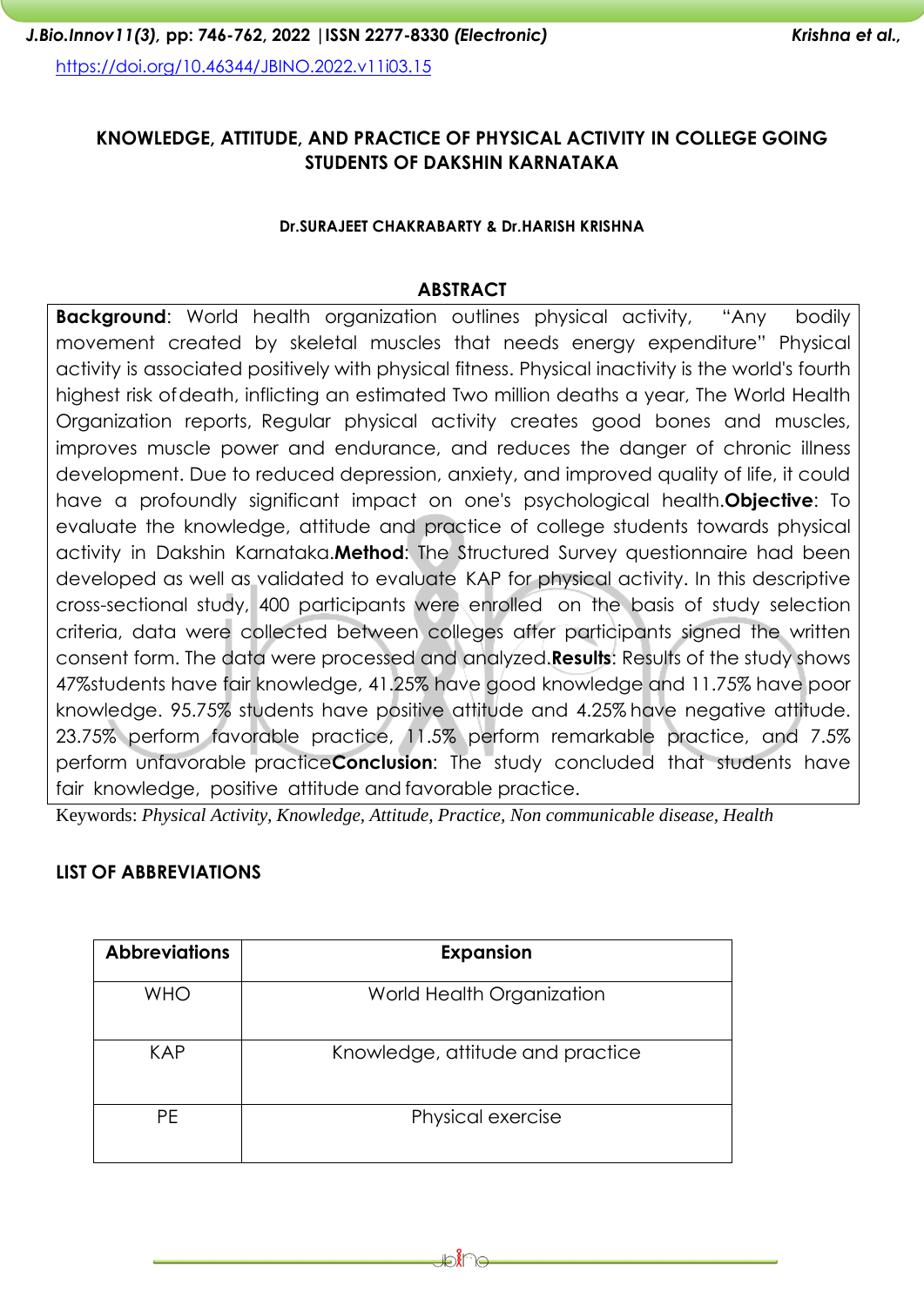https://doi.org/10.46344/JBINO.2022.v11i03.15

# KNOWLEDGE, ATTITUDE, AND PRACTICE OF PHYSICAL ACTIVITY IN COLLEGE GOING STUDENTS OF DAKSHIN KARNATAKA

**Dr.SURAJEET CHAKRABARTY & Dr.HARISH KRISHNA**

## ABSTRACT

**Background**: World health organization outlines physical activity, "Any bodily movement created by skeletal muscles that needs energy expenditure" Physical activity is associated positively with physical fitness. Physical inactivity is the world's fourth highest risk of death, inflicting an estimated Two million deaths a year, The World Health Organization reports, Regular physical activity creates good bones and muscles, improves muscle power and endurance, and reduces the danger of chronic illness development. Due to reduced depression, anxiety, and improved quality of life, it could have a profoundly significant impact on one's psychological health.**Objective**: To evaluate the knowledge, attitude and practice of college students towards physical activity in Dakshin Karnataka.**Method**: The Structured Survey questionnaire had been developed as well as validated to evaluate KAP for physical activity. In this descriptive cross-sectional study, 400 participants were enrolled on the basis of study selection criteria, data were collected between colleges after participants signed the written consent form. The data were processed and analyzed.**Results**: Results of the study shows 47%students have fair knowledge, 41.25% have good knowledge and 11.75% have poor knowledge. 95.75% students have positive attitude and 4.25% have negative attitude. 23.75% perform favorable practice, 11.5% perform remarkable practice, and 7.5% perform unfavorable practice**Conclusion**: The study concluded that students have fair knowledge, positive attitude and favorable practice.

Keywords: *Physical Activity, Knowledge, Attitude, Practice, Non communicable disease, Health*

## LIST OF ABBREVIATIONS

| Abbreviations | Expansion |
|---|---|
| WHO | World Health Organization |
| KAP | Knowledge, attitude and practice |
| PE | Physical exercise |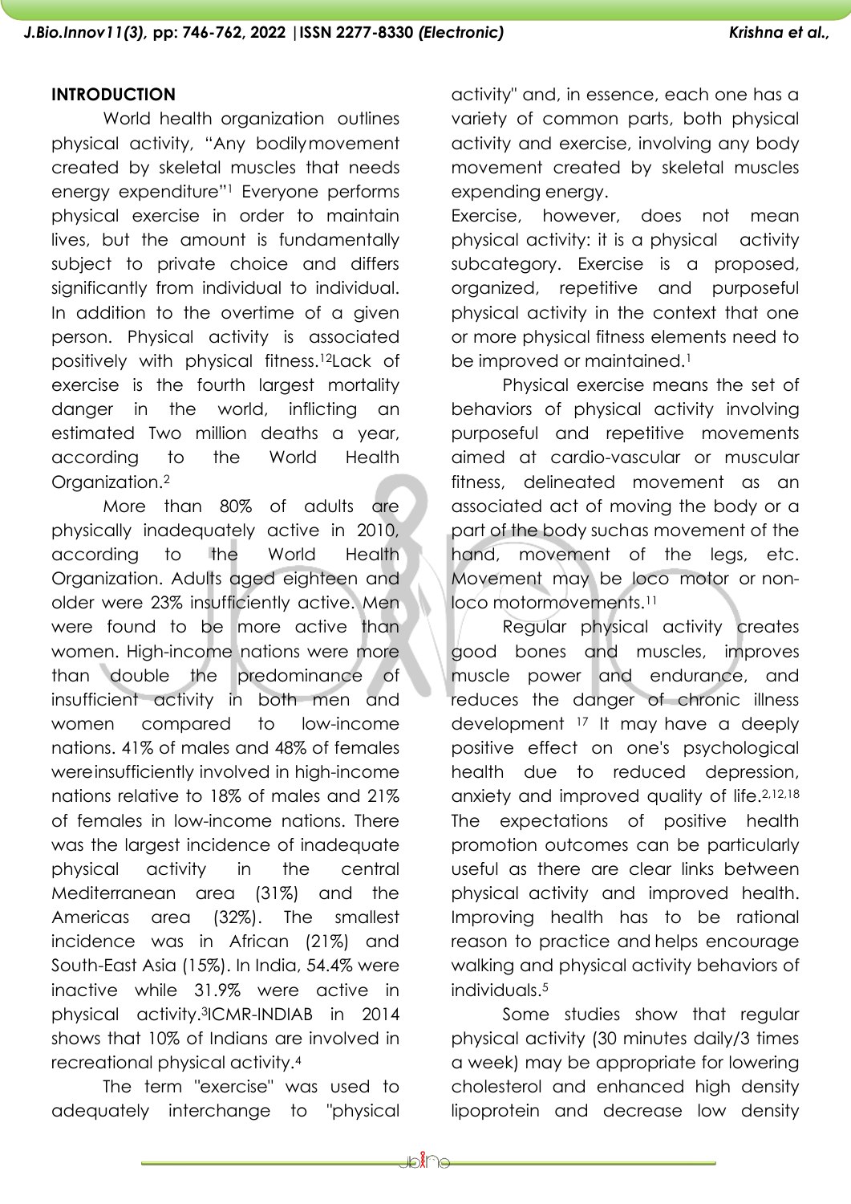## INTRODUCTION

World health organization outlines physical activity, "Any bodilymovement created by skeletal muscles that needs energy expenditure"[1] Everyone performs physical exercise in order to maintain lives, but the amount is fundamentally subject to private choice and differs significantly from individual to individual. In addition to the overtime of a given person. Physical activity is associated positively with physical fitness.[12]Lack of exercise is the fourth largest mortality danger in the world, inflicting an estimated Two million deaths a year, according to the World Health Organization.[2]

More than 80% of adults are physically inadequately active in 2010, according to the World Health Organization. Adults aged eighteen and older were 23% insufficiently active. Men were found to be more active than women. High-income nations were more than double the predominance of insufficient activity in both men and women compared to low-income nations. 41% of males and 48% of females wereinsufficiently involved in high-income nations relative to 18% of males and 21% of females in low-income nations. There was the largest incidence of inadequate physical activity in the central Mediterranean area (31%) and the Americas area (32%). The smallest incidence was in African (21%) and South-East Asia (15%). In India, 54.4% were inactive while 31.9% were active in physical activity.[3]ICMR-INDIAB in 2014 shows that 10% of Indians are involved in recreational physical activity.[4]

The term "exercise" was used to adequately interchange to "physical activity" and, in essence, each one has a variety of common parts, both physical activity and exercise, involving any body movement created by skeletal muscles expending energy.

Exercise, however, does not mean physical activity: it is a physical activity subcategory. Exercise is a proposed, organized, repetitive and purposeful physical activity in the context that one or more physical fitness elements need to be improved or maintained.[1]

Physical exercise means the set of behaviors of physical activity involving purposeful and repetitive movements aimed at cardio-vascular or muscular fitness, delineated movement as an associated act of moving the body or a part of the body suchas movement of the hand, movement of the legs, etc. Movement may be loco motor or non-loco motormovements.[11]

Regular physical activity creates good bones and muscles, improves muscle power and endurance, and reduces the danger of chronic illness development [17] It may have a deeply positive effect on one's psychological health due to reduced depression, anxiety and improved quality of life.[2,12,18] The expectations of positive health promotion outcomes can be particularly useful as there are clear links between physical activity and improved health. Improving health has to be rational reason to practice and helps encourage walking and physical activity behaviors of individuals.[5]

Some studies show that regular physical activity (30 minutes daily/3 times a week) may be appropriate for lowering cholesterol and enhanced high density lipoprotein and decrease low density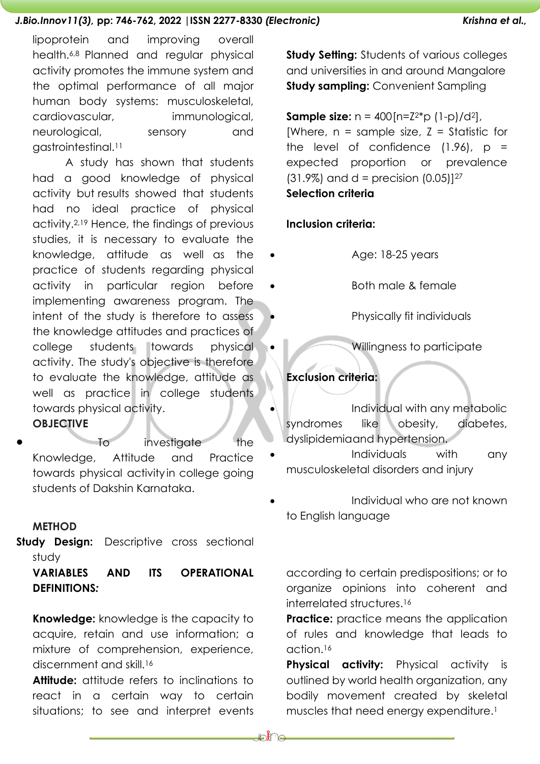lipoprotein and improving overall health.[6,8] Planned and regular physical activity promotes the immune system and the optimal performance of all major human body systems: musculoskeletal, cardiovascular, immunological, neurological, sensory and gastrointestinal.[11]

A study has shown that students had a good knowledge of physical activity but results showed that students had no ideal practice of physical activity.[2,19] Hence, the findings of previous studies, it is necessary to evaluate the knowledge, attitude as well as the practice of students regarding physical activity in particular region before implementing awareness program. The intent of the study is therefore to assess the knowledge attitudes and practices of college students towards physical activity. The study's objective is therefore to evaluate the knowledge, attitude as well as practice in college students towards physical activity.

**OBJECTIVE**

- To investigate the Knowledge, Attitude and Practice towards physical activity in college going students of Dakshin Karnataka.

**METHOD**

**Study Design:** Descriptive cross sectional study

**VARIABLES AND ITS OPERATIONAL DEFINITIONS:**

**Knowledge:** knowledge is the capacity to acquire, retain and use information; a mixture of comprehension, experience, discernment and skill.[16]

**Attitude:** attitude refers to inclinations to react in a certain way to certain situations; to see and interpret events according to certain predispositions; or to organize opinions into coherent and interrelated structures.[16]

**Practice:** practice means the application of rules and knowledge that leads to action.[16]

**Physical activity:** Physical activity is outlined by world health organization, any bodily movement created by skeletal muscles that need energy expenditure.[1]

**Study Setting:** Students of various colleges and universities in and around Mangalore

**Study sampling:** Convenient Sampling

**Sample size:** n = 400 [$n = Z^2 * p(1-p)/d^2$], [Where, n = sample size, Z = Statistic for the level of confidence (1.96), p = expected proportion or prevalence (31.9%) and d = precision (0.05)][27]

**Selection criteria**

**Inclusion criteria:**

- Age: 18-25 years
- Both male & female
- Physically fit individuals
- Willingness to participate

**Exclusion criteria:**

- Individual with any metabolic syndromes like obesity, diabetes, dyslipidemia and hypertension.
- Individuals with any musculoskeletal disorders and injury
- Individual who are not known to English language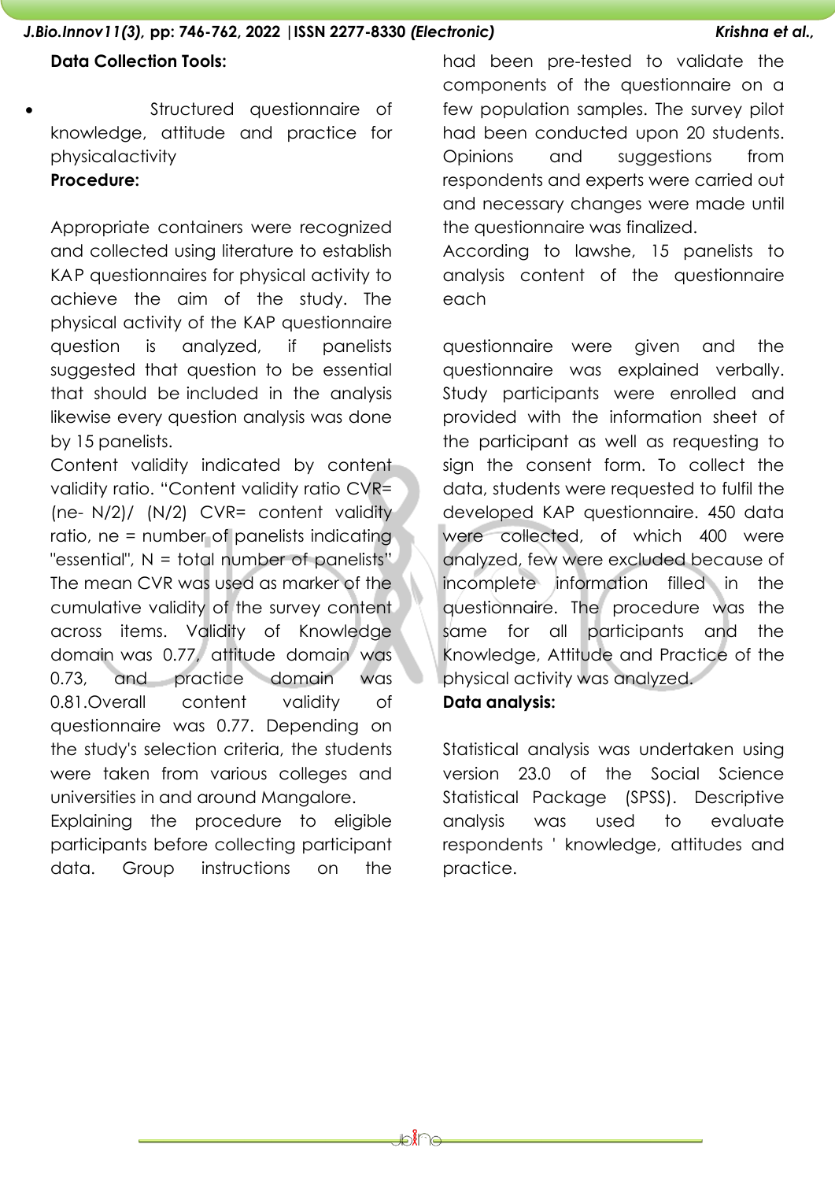**Data Collection Tools:**

- Structured questionnaire of knowledge, attitude and practice for physicalactivity

**Procedure:**

Appropriate containers were recognized and collected using literature to establish KAP questionnaires for physical activity to achieve the aim of the study. The physical activity of the KAP questionnaire question is analyzed, if panelists suggested that question to be essential that should be included in the analysis likewise every question analysis was done by 15 panelists.

Content validity indicated by content validity ratio. "Content validity ratio CVR= (ne- N/2)/ (N/2) CVR= content validity ratio, ne = number of panelists indicating "essential", N = total number of panelists" The mean CVR was used as marker of the cumulative validity of the survey content across items. Validity of Knowledge domain was 0.77, attitude domain was 0.73, and practice domain was 0.81.Overall content validity of questionnaire was 0.77. Depending on the study's selection criteria, the students were taken from various colleges and universities in and around Mangalore.

Explaining the procedure to eligible participants before collecting participant data. Group instructions on the had been pre-tested to validate the components of the questionnaire on a few population samples. The survey pilot had been conducted upon 20 students. Opinions and suggestions from respondents and experts were carried out and necessary changes were made until the questionnaire was finalized.

According to lawshe, 15 panelists to analysis content of the questionnaire each

questionnaire were given and the questionnaire was explained verbally. Study participants were enrolled and provided with the information sheet of the participant as well as requesting to sign the consent form. To collect the data, students were requested to fulfil the developed KAP questionnaire. 450 data were collected, of which 400 were analyzed, few were excluded because of incomplete information filled in the questionnaire. The procedure was the same for all participants and the Knowledge, Attitude and Practice of the physical activity was analyzed.

**Data analysis:**

Statistical analysis was undertaken using version 23.0 of the Social Science Statistical Package (SPSS). Descriptive analysis was used to evaluate respondents ' knowledge, attitudes and practice.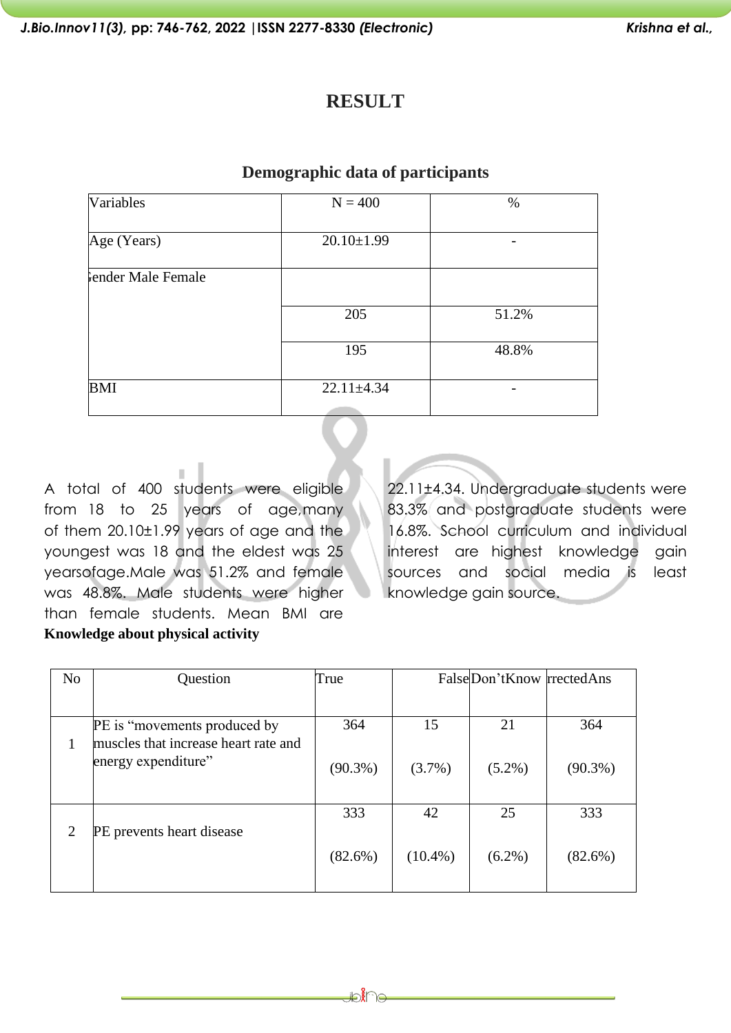# RESULT

## Demographic data of participants

| Variables | N = 400 | % |
|---|---|---|
| Age (Years) | 20.10±1.99 | - |
| Gender Male Female | | |
| | 205 | 51.2% |
| | 195 | 48.8% |
| BMI | 22.11±4.34 | - |

A total of 400 students were eligible from 18 to 25 years of age,many of them 20.10±1.99 years of age and the youngest was 18 and the eldest was 25 yearsofage.Male was 51.2% and female was 48.8%. Male students were higher than female students. Mean BMI are 22.11±4.34. Undergraduate students were 83.3% and postgraduate students were 16.8%. School curriculum and individual interest are highest knowledge gain sources and social media is least knowledge gain source.

**Knowledge about physical activity**

| No | Question | True | False | Don'tKnow | rrectedAns |
|---|---|---|---|---|---|
| 1 | PE is "movements produced by muscles that increase heart rate and energy expenditure" | 364 (90.3%) | 15 (3.7%) | 21 (5.2%) | 364 (90.3%) |
| 2 | PE prevents heart disease | 333 (82.6%) | 42 (10.4%) | 25 (6.2%) | 333 (82.6%) |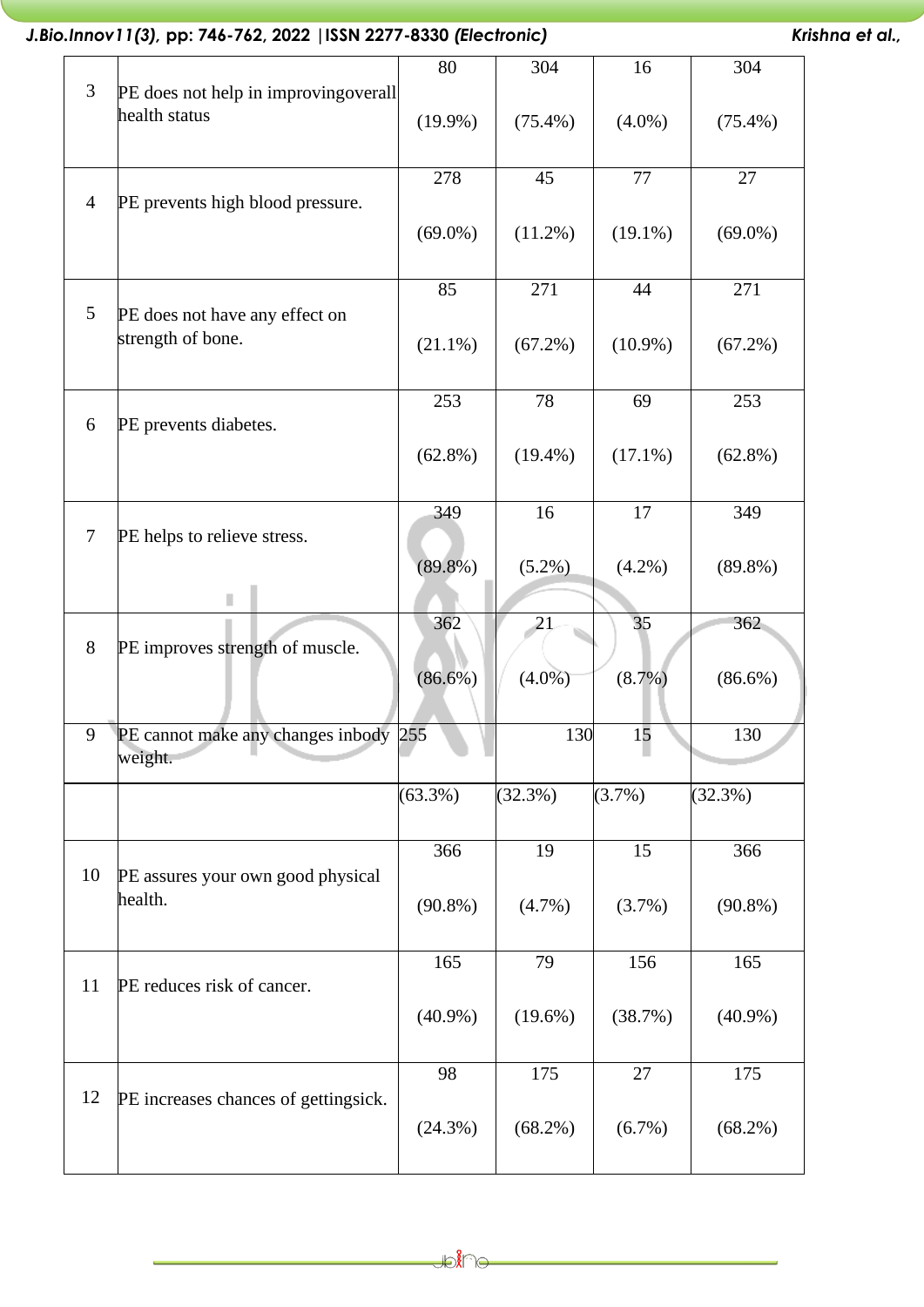| 3 | PE does not help in improvingoverall health status | 80 (19.9%) | 304 (75.4%) | 16 (4.0%) | 304 (75.4%) |
|---|---|---|---|---|---|
| 4 | PE prevents high blood pressure. | 278 (69.0%) | 45 (11.2%) | 77 (19.1%) | 27 (69.0%) |
| 5 | PE does not have any effect on strength of bone. | 85 (21.1%) | 271 (67.2%) | 44 (10.9%) | 271 (67.2%) |
| 6 | PE prevents diabetes. | 253 (62.8%) | 78 (19.4%) | 69 (17.1%) | 253 (62.8%) |
| 7 | PE helps to relieve stress. | 349 (89.8%) | 16 (5.2%) | 17 (4.2%) | 349 (89.8%) |
| 8 | PE improves strength of muscle. | 362 (86.6%) | 21 (4.0%) | 35 (8.7%) | 362 (86.6%) |
| 9 | PE cannot make any changes inbody weight. | 255 (63.3%) | 130 (32.3%) | 15 (3.7%) | 130 (32.3%) |
| 10 | PE assures your own good physical health. | 366 (90.8%) | 19 (4.7%) | 15 (3.7%) | 366 (90.8%) |
| 11 | PE reduces risk of cancer. | 165 (40.9%) | 79 (19.6%) | 156 (38.7%) | 165 (40.9%) |
| 12 | PE increases chances of gettingsick. | 98 (24.3%) | 175 (68.2%) | 27 (6.7%) | 175 (68.2%) |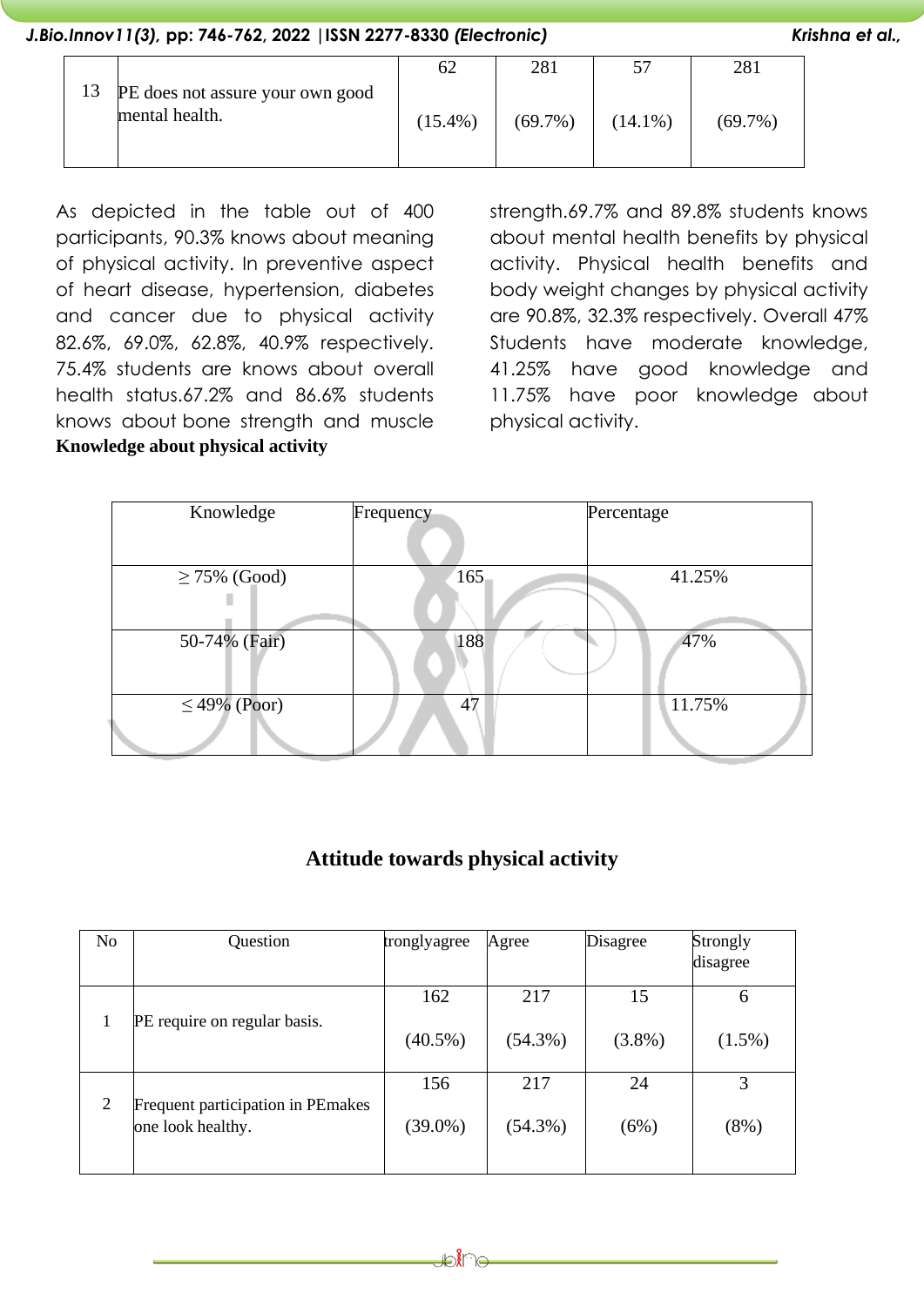| 13 | PE does not assure your own good mental health. | 62 (15.4%) | 281 (69.7%) | 57 (14.1%) | 281 (69.7%) |
|---|---|---|---|---|---|

As depicted in the table out of 400 participants, 90.3% knows about meaning of physical activity. In preventive aspect of heart disease, hypertension, diabetes and cancer due to physical activity 82.6%, 69.0%, 62.8%, 40.9% respectively. 75.4% students are knows about overall health status.67.2% and 86.6% students knows about bone strength and muscle strength.69.7% and 89.8% students knows about mental health benefits by physical activity. Physical health benefits and body weight changes by physical activity are 90.8%, 32.3% respectively. Overall 47% Students have moderate knowledge, 41.25% have good knowledge and 11.75% have poor knowledge about physical activity.

**Knowledge about physical activity**

| Knowledge | Frequency | Percentage |
|---|---|---|
| ≥ 75% (Good) | 165 | 41.25% |
| 50-74% (Fair) | 188 | 47% |
| ≤ 49% (Poor) | 47 | 11.75% |

## Attitude towards physical activity

| No | Question | tronglyagree | Agree | Disagree | Strongly disagree |
|---|---|---|---|---|---|
| 1 | PE require on regular basis. | 162 (40.5%) | 217 (54.3%) | 15 (3.8%) | 6 (1.5%) |
| 2 | Frequent participation in PEmakes one look healthy. | 156 (39.0%) | 217 (54.3%) | 24 (6%) | 3 (8%) |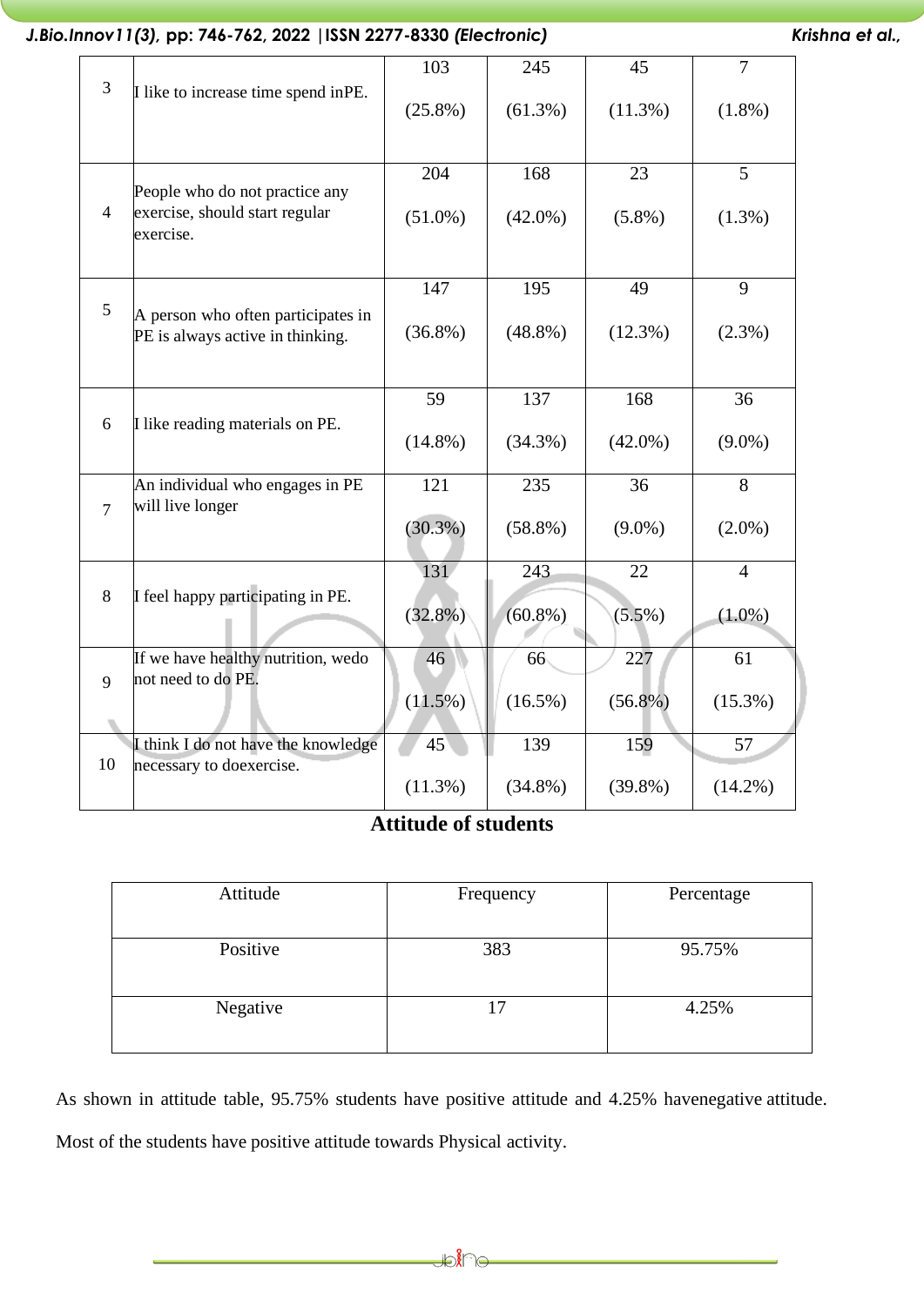| 3 | I like to increase time spend inPE. | 103<br><br>(25.8%) | 245<br><br>(61.3%) | 45<br><br>(11.3%) | 7<br><br>(1.8%) |
|---|---|---|---|---|---|
| 4 | People who do not practice any exercise, should start regular exercise. | 204<br><br>(51.0%) | 168<br><br>(42.0%) | 23<br><br>(5.8%) | 5<br><br>(1.3%) |
| 5 | A person who often participates in PE is always active in thinking. | 147<br><br>(36.8%) | 195<br><br>(48.8%) | 49<br><br>(12.3%) | 9<br><br>(2.3%) |
| 6 | I like reading materials on PE. | 59<br><br>(14.8%) | 137<br><br>(34.3%) | 168<br><br>(42.0%) | 36<br><br>(9.0%) |
| 7 | An individual who engages in PE will live longer | 121<br><br>(30.3%) | 235<br><br>(58.8%) | 36<br><br>(9.0%) | 8<br><br>(2.0%) |
| 8 | I feel happy participating in PE. | 131<br><br>(32.8%) | 243<br><br>(60.8%) | 22<br><br>(5.5%) | 4<br><br>(1.0%) |
| 9 | If we have healthy nutrition, wedo not need to do PE. | 46<br><br>(11.5%) | 66<br><br>(16.5%) | 227<br><br>(56.8%) | 61<br><br>(15.3%) |
| 10 | I think I do not have the knowledge necessary to doexercise. | 45<br><br>(11.3%) | 139<br><br>(34.8%) | 159<br><br>(39.8%) | 57<br><br>(14.2%) |

**Attitude of students**

| Attitude | Frequency | Percentage |
|---|---|---|
| Positive | 383 | 95.75% |
| Negative | 17 | 4.25% |

As shown in attitude table, 95.75% students have positive attitude and 4.25% havenegative attitude. Most of the students have positive attitude towards Physical activity.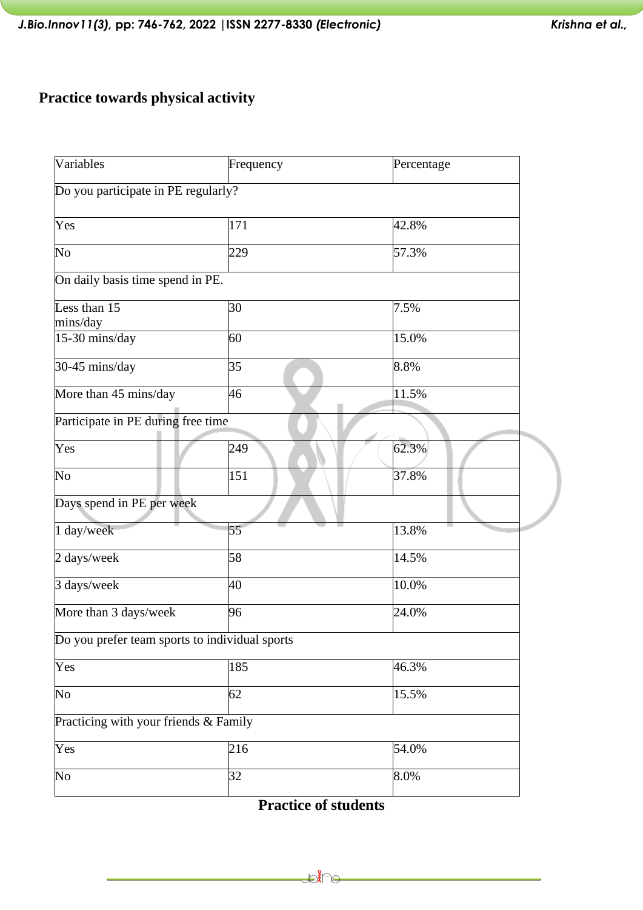**Practice towards physical activity**

| Variables | Frequency | Percentage |
|---|---|---|
| Do you participate in PE regularly? | | |
| Yes | 171 | 42.8% |
| No | 229 | 57.3% |
| On daily basis time spend in PE. | | |
| Less than 15 mins/day | 30 | 7.5% |
| 15-30 mins/day | 60 | 15.0% |
| 30-45 mins/day | 35 | 8.8% |
| More than 45 mins/day | 46 | 11.5% |
| Participate in PE during free time | | |
| Yes | 249 | 62.3% |
| No | 151 | 37.8% |
| Days spend in PE per week | | |
| 1 day/week | 55 | 13.8% |
| 2 days/week | 58 | 14.5% |
| 3 days/week | 40 | 10.0% |
| More than 3 days/week | 96 | 24.0% |
| Do you prefer team sports to individual sports | | |
| Yes | 185 | 46.3% |
| No | 62 | 15.5% |
| Practicing with your friends & Family | | |
| Yes | 216 | 54.0% |
| No | 32 | 8.0% |

**Practice of students**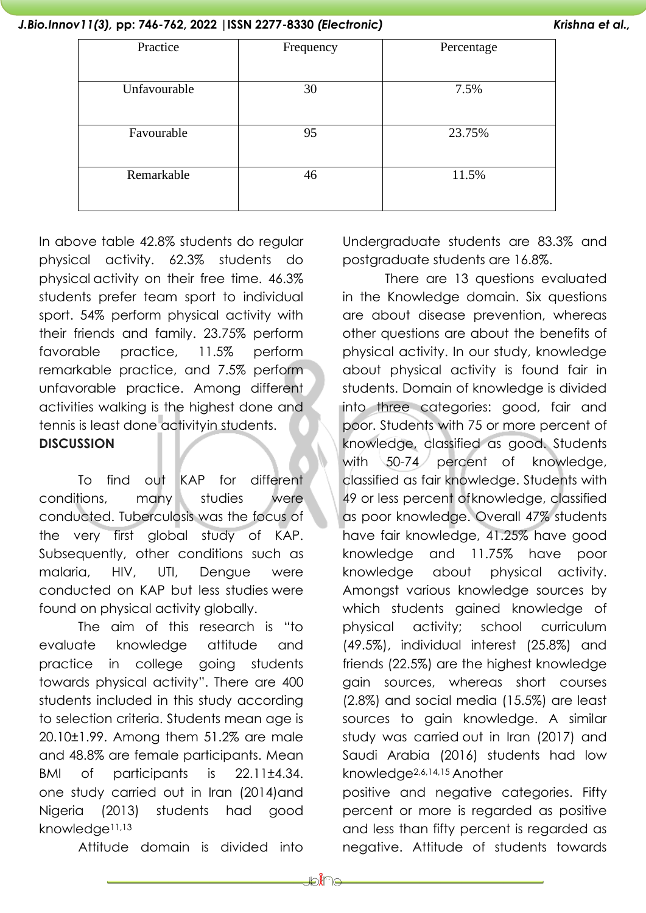| Practice | Frequency | Percentage |
|---|---|---|
| Unfavourable | 30 | 7.5% |
| Favourable | 95 | 23.75% |
| Remarkable | 46 | 11.5% |

In above table 42.8% students do regular physical activity. 62.3% students do physical activity on their free time. 46.3% students prefer team sport to individual sport. 54% perform physical activity with their friends and family. 23.75% perform favorable practice, 11.5% perform remarkable practice, and 7.5% perform unfavorable practice. Among different activities walking is the highest done and tennis is least done activityin students.

**DISCUSSION**

To find out KAP for different conditions, many studies were conducted. Tuberculosis was the focus of the very first global study of KAP. Subsequently, other conditions such as malaria, HIV, UTI, Dengue were conducted on KAP but less studies were found on physical activity globally.

The aim of this research is "to evaluate knowledge attitude and practice in college going students towards physical activity". There are 400 students included in this study according to selection criteria. Students mean age is 20.10±1.99. Among them 51.2% are male and 48.8% are female participants. Mean BMI of participants is 22.11±4.34. Undergraduate students are 83.3% and postgraduate students are 16.8%.

There are 13 questions evaluated in the Knowledge domain. Six questions are about disease prevention, whereas other questions are about the benefits of physical activity. In our study, knowledge about physical activity is found fair in students. Domain of knowledge is divided into three categories: good, fair and poor. Students with 75 or more percent of knowledge, classified as good. Students with 50-74 percent of knowledge, classified as fair knowledge. Students with 49 or less percent ofknowledge, classified as poor knowledge. Overall 47% students have fair knowledge, 41.25% have good knowledge and 11.75% have poor knowledge about physical activity. Amongst various knowledge sources by which students gained knowledge of physical activity; school curriculum (49.5%), individual interest (25.8%) and friends (22.5%) are the highest knowledge gain sources, whereas short courses (2.8%) and social media (15.5%) are least sources to gain knowledge. A similar study was carried out in Iran (2017) and Saudi Arabia (2016) students had low knowledge[2,6,14,15] Another one study carried out in Iran (2014)and Nigeria (2013) students had good knowledge[11,13]

Attitude domain is divided into positive and negative categories. Fifty percent or more is regarded as positive and less than fifty percent is regarded as negative. Attitude of students towards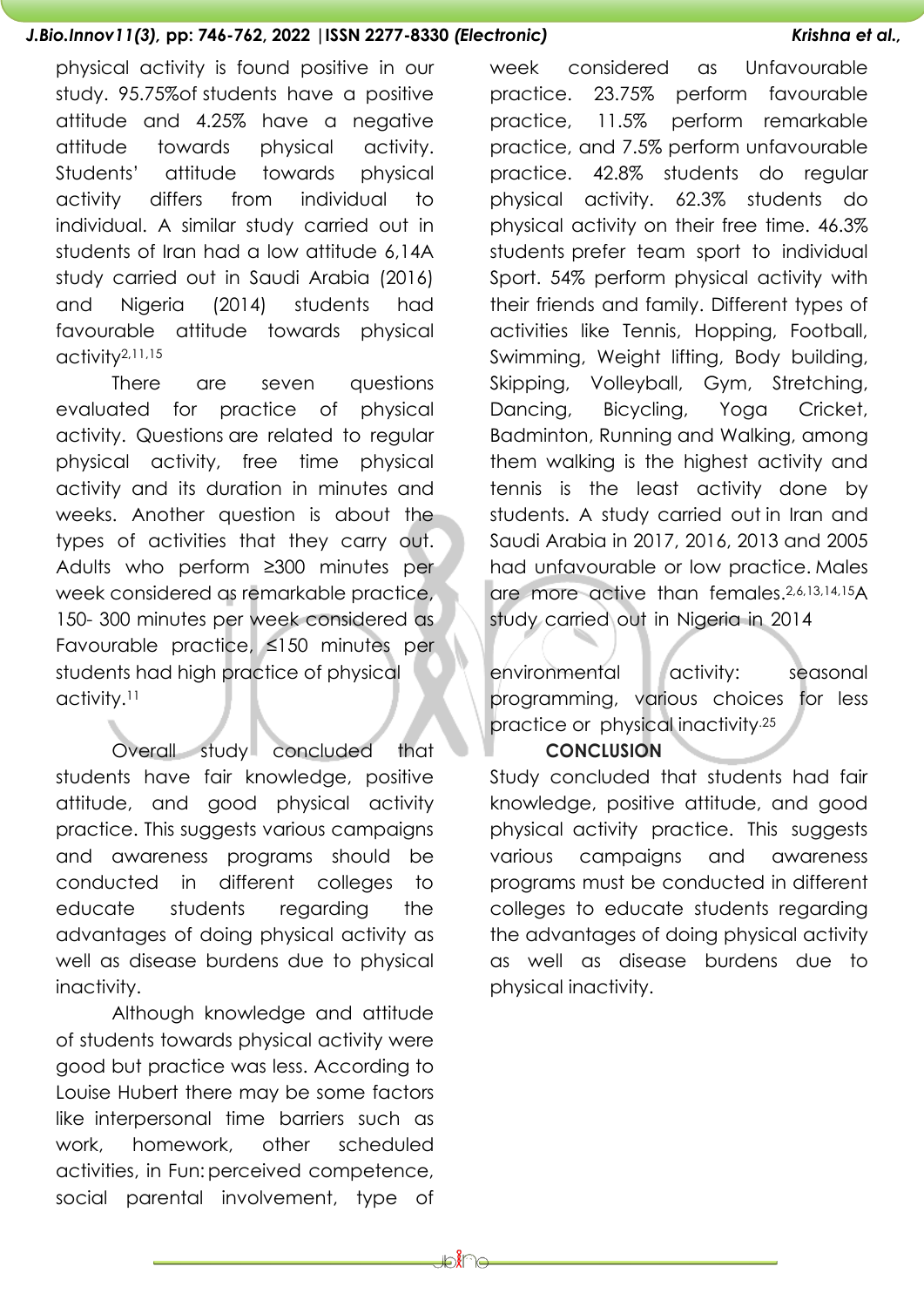physical activity is found positive in our study. 95.75%of students have a positive attitude and 4.25% have a negative attitude towards physical activity. Students' attitude towards physical activity differs from individual to individual. A similar study carried out in students of Iran had a low attitude 6,14A study carried out in Saudi Arabia (2016) and Nigeria (2014) students had favourable attitude towards physical activity[2,11,15]

There are seven questions evaluated for practice of physical activity. Questions are related to regular physical activity, free time physical activity and its duration in minutes and weeks. Another question is about the types of activities that they carry out. Adults who perform ≥300 minutes per week considered as remarkable practice, 150- 300 minutes per week considered as Favourable practice, ≤150 minutes per students had high practice of physical activity.[11]

Overall study concluded that students have fair knowledge, positive attitude, and good physical activity practice. This suggests various campaigns and awareness programs should be conducted in different colleges to educate students regarding the advantages of doing physical activity as well as disease burdens due to physical inactivity.

Although knowledge and attitude of students towards physical activity were good but practice was less. According to Louise Hubert there may be some factors like interpersonal time barriers such as work, homework, other scheduled activities, in Fun: perceived competence, social parental involvement, type of

week considered as Unfavourable practice. 23.75% perform favourable practice, 11.5% perform remarkable practice, and 7.5% perform unfavourable practice. 42.8% students do regular physical activity. 62.3% students do physical activity on their free time. 46.3% students prefer team sport to individual Sport. 54% perform physical activity with their friends and family. Different types of activities like Tennis, Hopping, Football, Swimming, Weight lifting, Body building, Skipping, Volleyball, Gym, Stretching, Dancing, Bicycling, Yoga Cricket, Badminton, Running and Walking, among them walking is the highest activity and tennis is the least activity done by students. A study carried out in Iran and Saudi Arabia in 2017, 2016, 2013 and 2005 had unfavourable or low practice. Males are more active than females.[2,6,13,14,15]A study carried out in Nigeria in 2014

environmental activity: seasonal programming, various choices for less practice or physical inactivity.[25]

## CONCLUSION

Study concluded that students had fair knowledge, positive attitude, and good physical activity practice. This suggests various campaigns and awareness programs must be conducted in different colleges to educate students regarding the advantages of doing physical activity as well as disease burdens due to physical inactivity.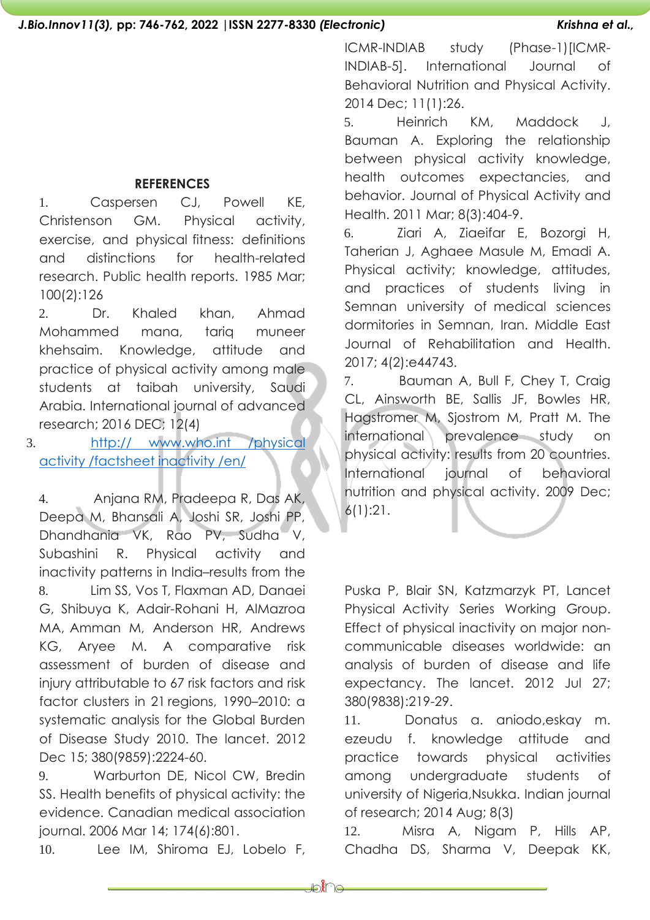## REFERENCES

1. Caspersen CJ, Powell KE, Christenson GM. Physical activity, exercise, and physical fitness: definitions and distinctions for health-related research. Public health reports. 1985 Mar; 100(2):126
2. Dr. Khaled khan, Ahmad Mohammed mana, tariq muneer khehsaim. Knowledge, attitude and practice of physical activity among male students at taibah university, Saudi Arabia. International journal of advanced research; 2016 DEC; 12(4)
3. [http:// www.who.int /physical activity /factsheet inactivity /en/](http://www.who.int/physicalactivity/factsheet_inactivity/en/)
4. Anjana RM, Pradeepa R, Das AK, Deepa M, Bhansali A, Joshi SR, Joshi PP, Dhandhania VK, Rao PV, Sudha V, Subashini R. Physical activity and inactivity patterns in India–results from the ICMR-INDIAB study (Phase-1)[ICMR-INDIAB-5]. International Journal of Behavioral Nutrition and Physical Activity. 2014 Dec; 11(1):26.
5. Heinrich KM, Maddock J, Bauman A. Exploring the relationship between physical activity knowledge, health outcomes expectancies, and behavior. Journal of Physical Activity and Health. 2011 Mar; 8(3):404-9.
6. Ziari A, Ziaeifar E, Bozorgi H, Taherian J, Aghaee Masule M, Emadi A. Physical activity; knowledge, attitudes, and practices of students living in Semnan university of medical sciences dormitories in Semnan, Iran. Middle East Journal of Rehabilitation and Health. 2017; 4(2):e44743.
7. Bauman A, Bull F, Chey T, Craig CL, Ainsworth BE, Sallis JF, Bowles HR, Hagstromer M, Sjostrom M, Pratt M. The international prevalence study on physical activity: results from 20 countries. International journal of behavioral nutrition and physical activity. 2009 Dec; 6(1):21.
8. Lim SS, Vos T, Flaxman AD, Danaei G, Shibuya K, Adair-Rohani H, AlMazroa MA, Amman M, Anderson HR, Andrews KG, Aryee M. A comparative risk assessment of burden of disease and injury attributable to 67 risk factors and risk factor clusters in 21 regions, 1990–2010: a systematic analysis for the Global Burden of Disease Study 2010. The lancet. 2012 Dec 15; 380(9859):2224-60.
9. Warburton DE, Nicol CW, Bredin SS. Health benefits of physical activity: the evidence. Canadian medical association journal. 2006 Mar 14; 174(6):801.
10. Lee IM, Shiroma EJ, Lobelo F, Puska P, Blair SN, Katzmarzyk PT, Lancet Physical Activity Series Working Group. Effect of physical inactivity on major non-communicable diseases worldwide: an analysis of burden of disease and life expectancy. The lancet. 2012 Jul 27; 380(9838):219-29.
11. Donatus a. aniodo,eskay m. ezeudu f. knowledge attitude and practice towards physical activities among undergraduate students of university of Nigeria,Nsukka. Indian journal of research; 2014 Aug; 8(3)
12. Misra A, Nigam P, Hills AP, Chadha DS, Sharma V, Deepak KK,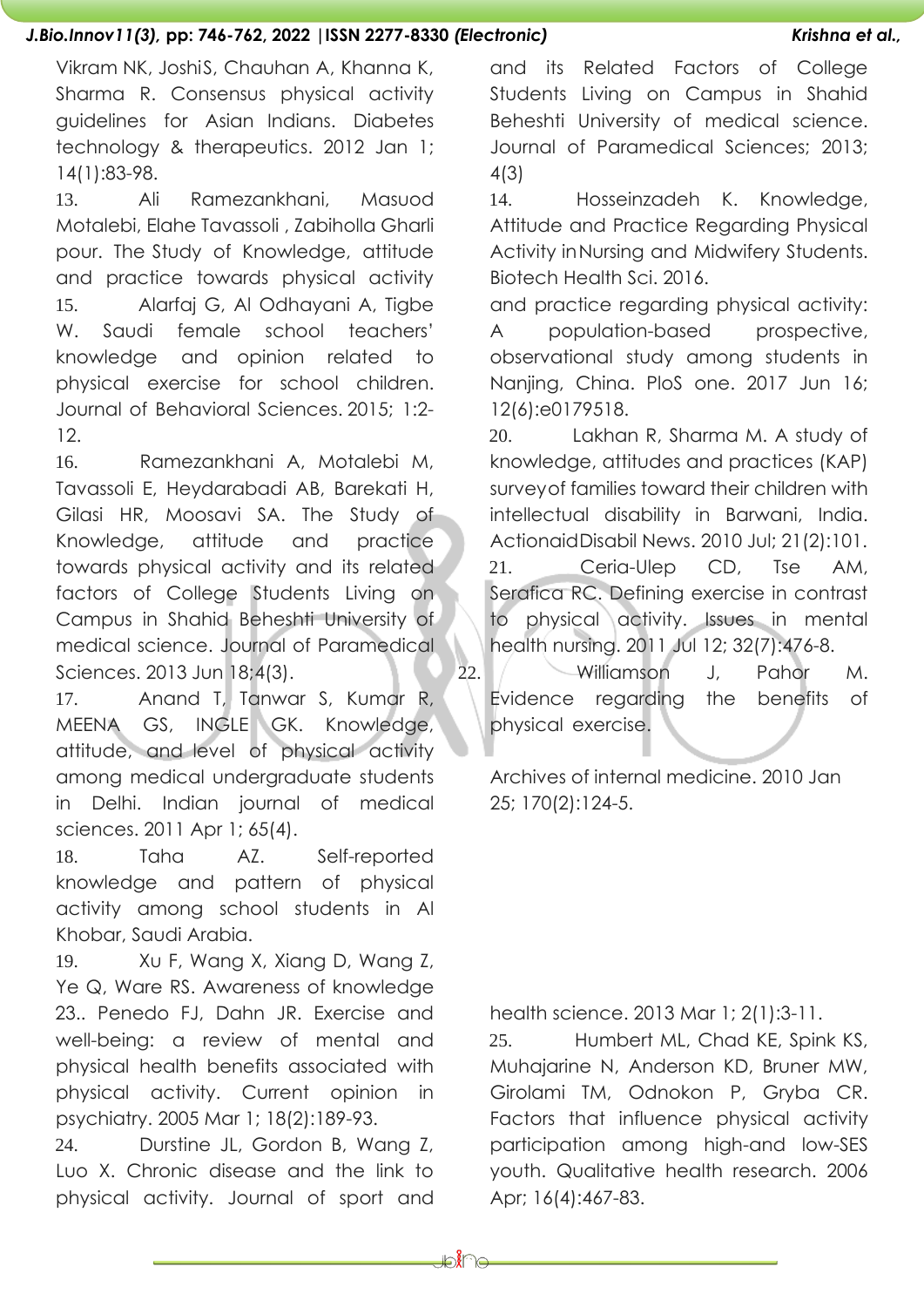Vikram NK, JoshiS, Chauhan A, Khanna K, Sharma R. Consensus physical activity guidelines for Asian Indians. Diabetes technology & therapeutics. 2012 Jan 1; 14(1):83-98.

13. Ali Ramezankhani, Masuod Motalebi, Elahe Tavassoli , Zabiholla Gharli pour. The Study of Knowledge, attitude and practice towards physical activity and its Related Factors of College Students Living on Campus in Shahid Beheshti University of medical science. Journal of Paramedical Sciences; 2013; 4(3)

14. Hosseinzadeh K. Knowledge, Attitude and Practice Regarding Physical Activity inNursing and Midwifery Students. Biotech Health Sci. 2016.

15. Alarfaj G, Al Odhayani A, Tigbe W. Saudi female school teachers' knowledge and opinion related to physical exercise for school children. Journal of Behavioral Sciences. 2015; 1:2-12.

16. Ramezankhani A, Motalebi M, Tavassoli E, Heydarabadi AB, Barekati H, Gilasi HR, Moosavi SA. The Study of Knowledge, attitude and practice towards physical activity and its related factors of College Students Living on Campus in Shahid Beheshti University of medical science. Journal of Paramedical Sciences. 2013 Jun 18;4(3).

17. Anand T, Tanwar S, Kumar R, MEENA GS, INGLE GK. Knowledge, attitude, and level of physical activity among medical undergraduate students in Delhi. Indian journal of medical sciences. 2011 Apr 1; 65(4).

18. Taha AZ. Self-reported knowledge and pattern of physical activity among school students in Al Khobar, Saudi Arabia.

19. Xu F, Wang X, Xiang D, Wang Z, Ye Q, Ware RS. Awareness of knowledge and practice regarding physical activity: A population-based prospective, observational study among students in Nanjing, China. PloS one. 2017 Jun 16; 12(6):e0179518.

20. Lakhan R, Sharma M. A study of knowledge, attitudes and practices (KAP) surveyof families toward their children with intellectual disability in Barwani, India. ActionaidDisabil News. 2010 Jul; 21(2):101.

21. Ceria-Ulep CD, Tse AM, Serafica RC. Defining exercise in contrast to physical activity. Issues in mental health nursing. 2011 Jul 12; 32(7):476-8.

22. Williamson J, Pahor M. Evidence regarding the benefits of physical exercise.

Archives of internal medicine. 2010 Jan 25; 170(2):124-5.

23.. Penedo FJ, Dahn JR. Exercise and well-being: a review of mental and physical health benefits associated with physical activity. Current opinion in psychiatry. 2005 Mar 1; 18(2):189-93.

24. Durstine JL, Gordon B, Wang Z, Luo X. Chronic disease and the link to physical activity. Journal of sport and health science. 2013 Mar 1; 2(1):3-11.

25. Humbert ML, Chad KE, Spink KS, Muhajarine N, Anderson KD, Bruner MW, Girolami TM, Odnokon P, Gryba CR. Factors that influence physical activity participation among high-and low-SES youth. Qualitative health research. 2006 Apr; 16(4):467-83.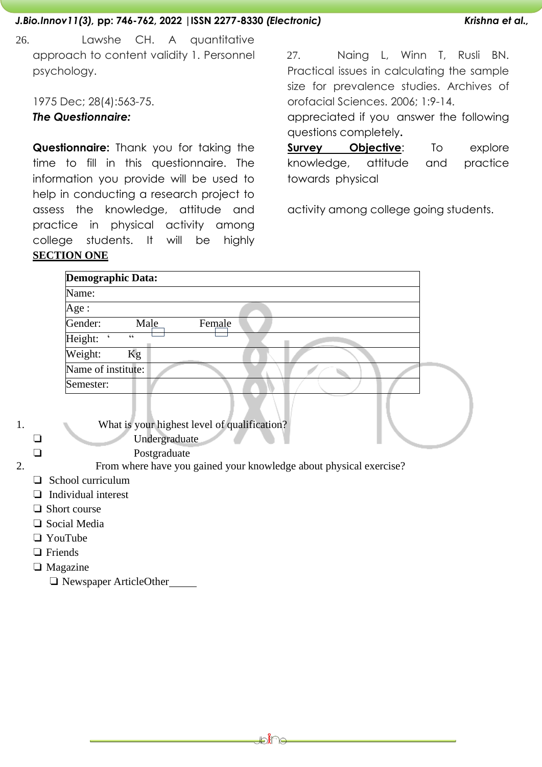26. Lawshe CH. A quantitative approach to content validity 1. Personnel psychology.

1975 Dec; 28(4):563-75.

27. Naing L, Winn T, Rusli BN. Practical issues in calculating the sample size for prevalence studies. Archives of orofacial Sciences. 2006; 1:9-14.

***The Questionnaire:***

**Questionnaire:** Thank you for taking the time to fill in this questionnaire. The information you provide will be used to help in conducting a research project to assess the knowledge, attitude and practice in physical activity among college students. It will be highly appreciated if you answer the following questions completely**.**

**Survey Objective**: To explore knowledge, attitude and practice towards physical activity among college going students.

**SECTION ONE**

| **Demographic Data:** |
|---|
| Name: |
| Age : |
| Gender: Male ☐ Female ☐ |
| Height: ‘ “ |
| Weight: Kg |
| Name of institute: |
| Semester: |

1. What is your highest level of qualification?
   - ❑ Undergraduate
   - ❑ Postgraduate
2. From where have you gained your knowledge about physical exercise?
   - ❑ School curriculum
   - ❑ Individual interest
   - ❑ Short course
   - ❑ Social Media
   - ❑ YouTube
   - ❑ Friends
   - ❑ Magazine
   - ❑ Newspaper ArticleOther_____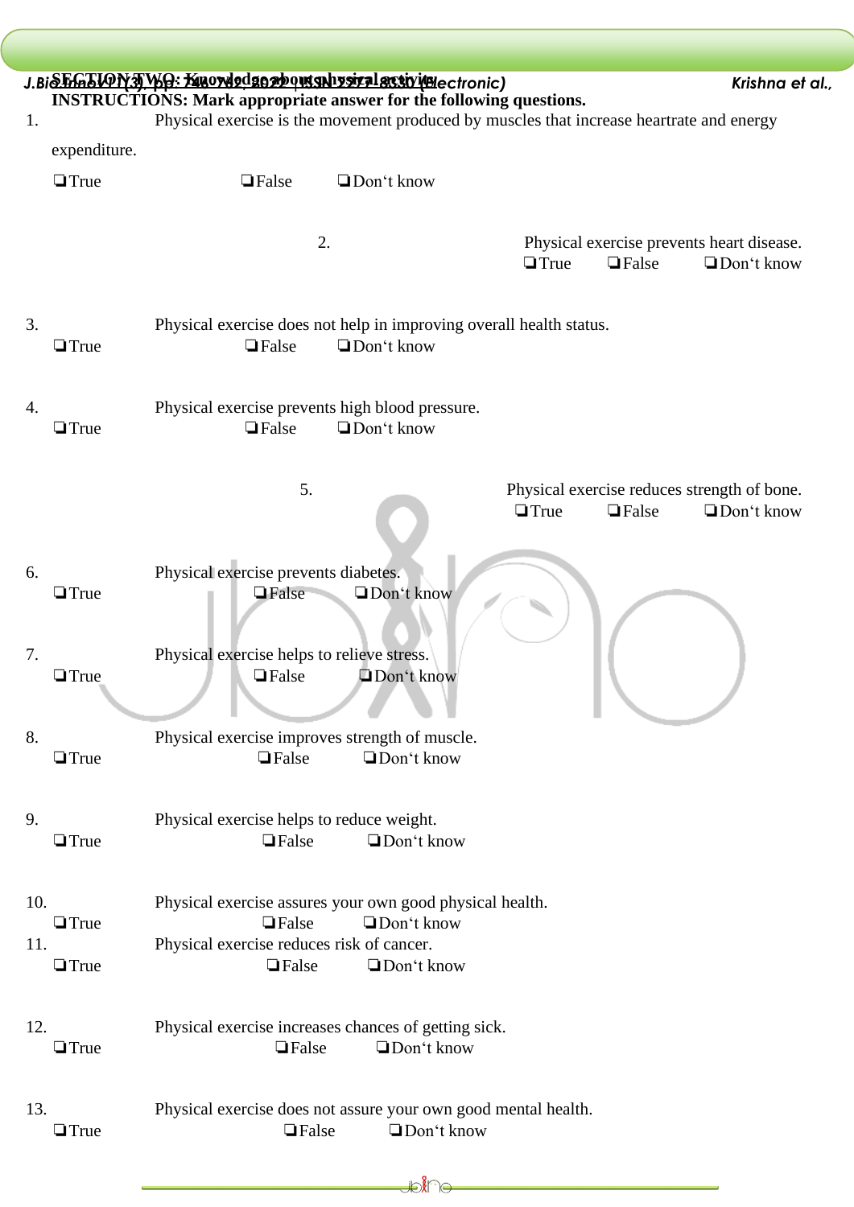**SECTION TWO: Knowledge about physical activity**

**INSTRUCTIONS: Mark appropriate answer for the following questions.**

1. Physical exercise is the movement produced by muscles that increase heartrate and energy expenditure.

   ❑True ❑False ❑Don't know

2. Physical exercise prevents heart disease.

   ❑True ❑False ❑Don't know

3. Physical exercise does not help in improving overall health status.

   ❑True ❑False ❑Don't know

4. Physical exercise prevents high blood pressure.

   ❑True ❑False ❑Don't know

5. Physical exercise reduces strength of bone.

   ❑True ❑False ❑Don't know

6. Physical exercise prevents diabetes.

   ❑True ❑False ❑Don't know

7. Physical exercise helps to relieve stress.

   ❑True ❑False ❑Don't know

8. Physical exercise improves strength of muscle.

   ❑True ❑False ❑Don't know

9. Physical exercise helps to reduce weight.

   ❑True ❑False ❑Don't know

10. Physical exercise assures your own good physical health.

    ❑True ❑False ❑Don't know

11. Physical exercise reduces risk of cancer.

    ❑True ❑False ❑Don't know

12. Physical exercise increases chances of getting sick.

    ❑True ❑False ❑Don't know

13. Physical exercise does not assure your own good mental health.

    ❑True ❑False ❑Don't know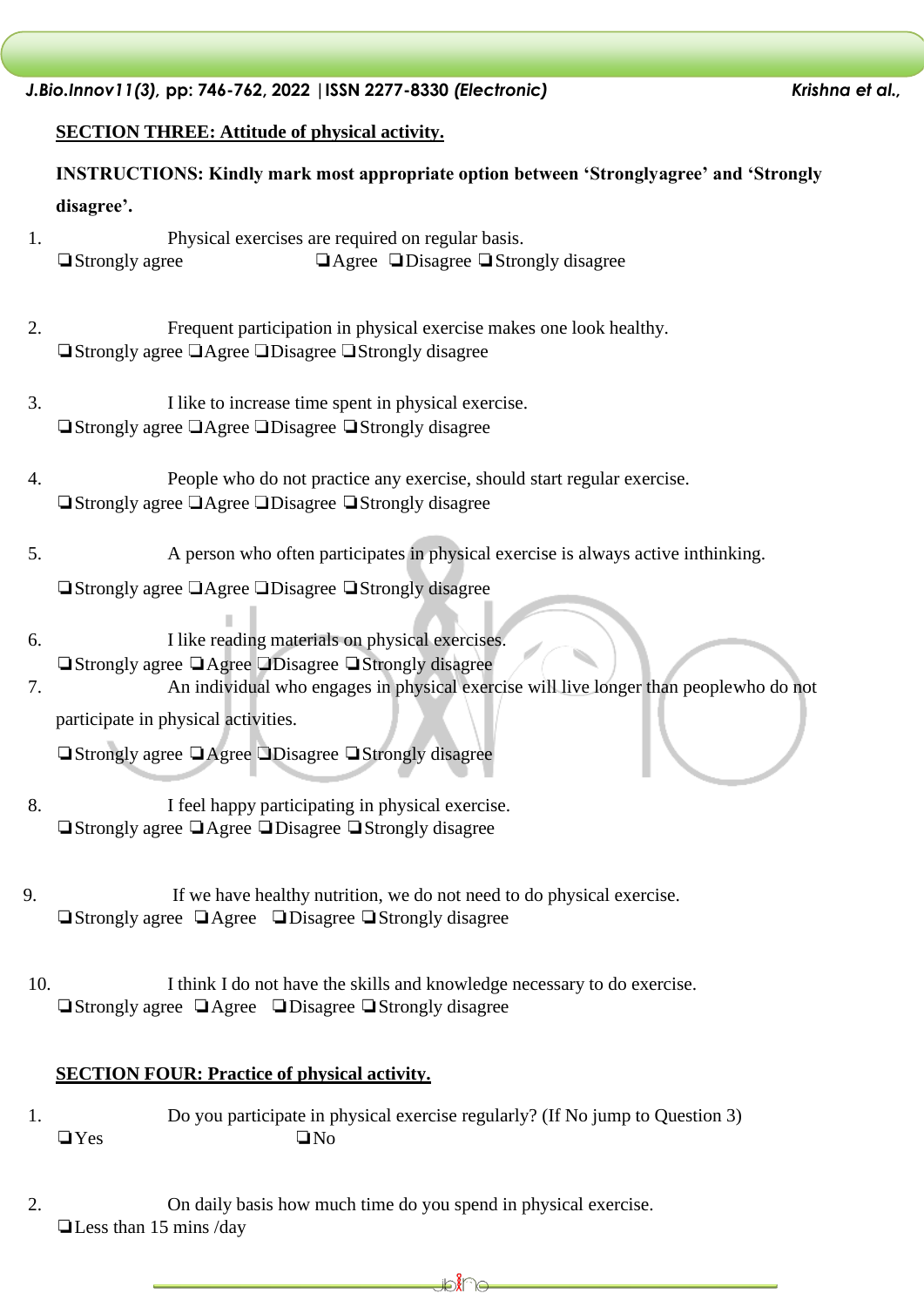**SECTION THREE: Attitude of physical activity.**

**INSTRUCTIONS: Kindly mark most appropriate option between 'Stronglyagree' and 'Strongly disagree'.**

1. Physical exercises are required on regular basis.
❏Strongly agree ❏Agree ❏Disagree ❏Strongly disagree

2. Frequent participation in physical exercise makes one look healthy.
❏Strongly agree ❏Agree ❏Disagree ❏Strongly disagree

3. I like to increase time spent in physical exercise.
❏Strongly agree ❏Agree ❏Disagree ❏Strongly disagree

4. People who do not practice any exercise, should start regular exercise.
❏Strongly agree ❏Agree ❏Disagree ❏Strongly disagree

5. A person who often participates in physical exercise is always active inthinking.
❏Strongly agree ❏Agree ❏Disagree ❏Strongly disagree

6. I like reading materials on physical exercises.
❏Strongly agree ❏Agree ❏Disagree ❏Strongly disagree

7. An individual who engages in physical exercise will live longer than peoplewho do not participate in physical activities.
❏Strongly agree ❏Agree ❏Disagree ❏Strongly disagree

8. I feel happy participating in physical exercise.
❏Strongly agree ❏Agree ❏Disagree ❏Strongly disagree

9. If we have healthy nutrition, we do not need to do physical exercise.
❏Strongly agree ❏Agree ❏Disagree ❏Strongly disagree

10. I think I do not have the skills and knowledge necessary to do exercise.
❏Strongly agree ❏Agree ❏Disagree ❏Strongly disagree

**SECTION FOUR: Practice of physical activity.**

1. Do you participate in physical exercise regularly? (If No jump to Question 3)
❏Yes ❏No

2. On daily basis how much time do you spend in physical exercise.
❏Less than 15 mins /day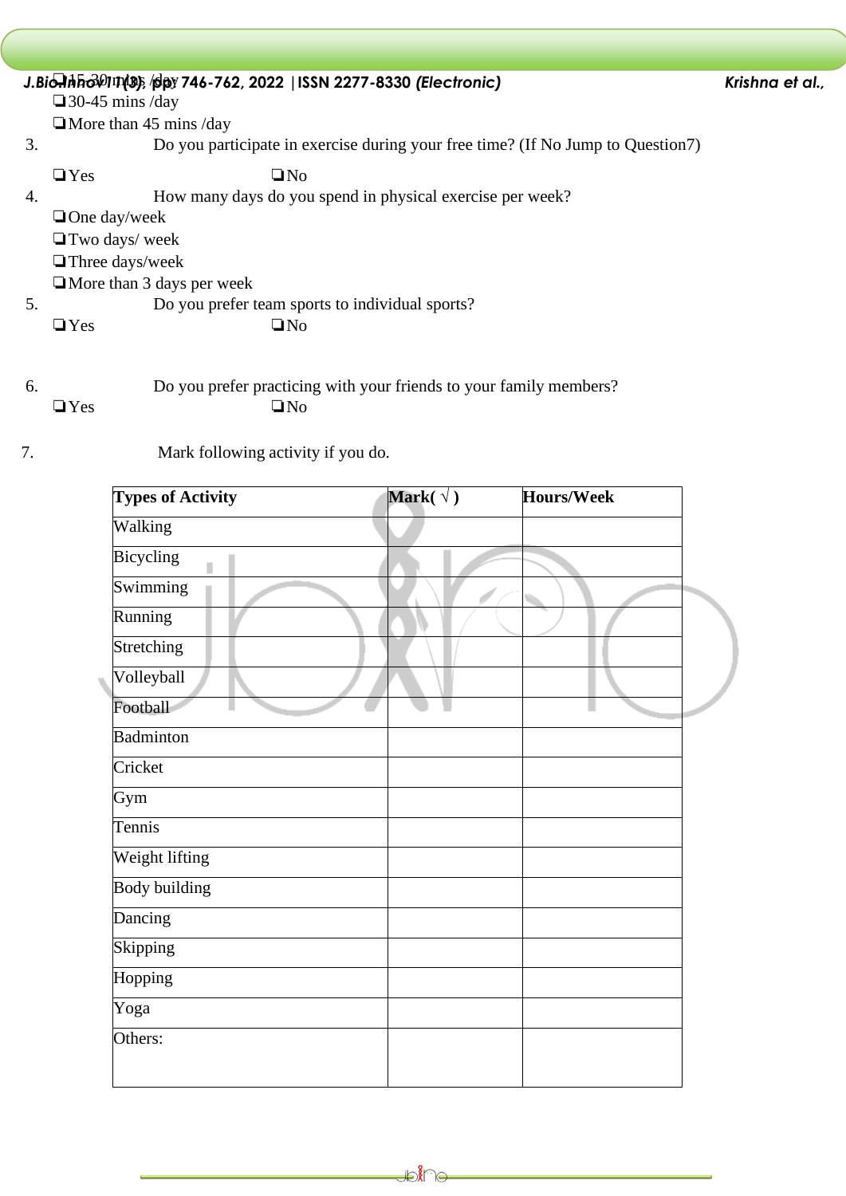❏15-30 mins /day
❏30-45 mins /day
❏More than 45 mins /day

3. Do you participate in exercise during your free time? (If No Jump to Question7)

❏Yes ❏No

4. How many days do you spend in physical exercise per week?

❏One day/week
❏Two days/ week
❏Three days/week
❏More than 3 days per week

5. Do you prefer team sports to individual sports?

❏Yes ❏No

6. Do you prefer practicing with your friends to your family members?

❏Yes ❏No

7. Mark following activity if you do.

| Types of Activity | Mark( √ ) | Hours/Week |
|---|---|---|
| Walking | | |
| Bicycling | | |
| Swimming | | |
| Running | | |
| Stretching | | |
| Volleyball | | |
| Football | | |
| Badminton | | |
| Cricket | | |
| Gym | | |
| Tennis | | |
| Weight lifting | | |
| Body building | | |
| Dancing | | |
| Skipping | | |
| Hopping | | |
| Yoga | | |
| Others: | | |